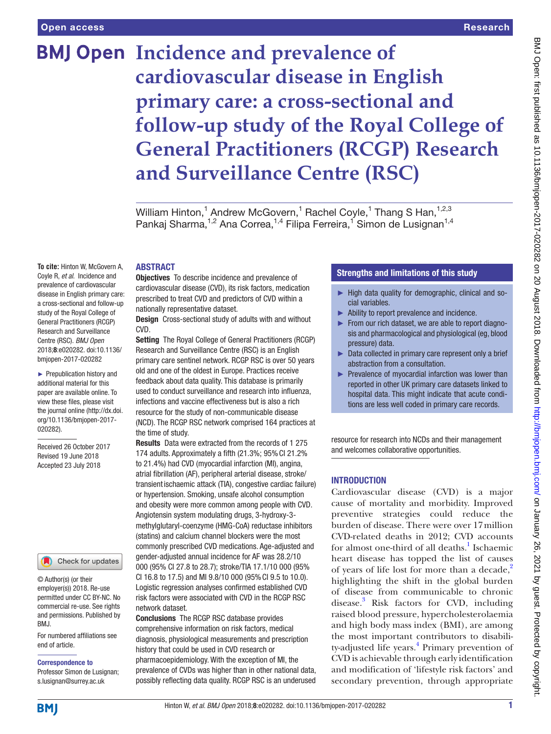Open access

Research

# Incidence and prevalence of cardiovascular disease in English primary care: a cross-sectional and follow-up study of the Royal College of General Practitioners (RCGP) Research and Surveillance Centre (RSC)

William Hinton,[1] Andrew McGovern,[1] Rachel Coyle,[1] Thang S Han,[1,2,3] Pankaj Sharma,[1,2] Ana Correa,[1,4] Filipa Ferreira,[1] Simon de Lusignan[1,4]

**To cite:** Hinton W, McGovern A, Coyle R, *et al*. Incidence and prevalence of cardiovascular disease in English primary care: a cross-sectional and follow-up study of the Royal College of General Practitioners (RCGP) Research and Surveillance Centre (RSC). *BMJ Open* 2018;**8**:e020282. doi:10.1136/bmjopen-2017-020282

► Prepublication history and additional material for this paper are available online. To view these files, please visit the journal online (http://dx.doi.org/10.1136/bmjopen-2017-020282).

Received 26 October 2017
Revised 19 June 2018
Accepted 23 July 2018

© Author(s) (or their employer(s)) 2018. Re-use permitted under CC BY-NC. No commercial re-use. See rights and permissions. Published by BMJ.

For numbered affiliations see end of article.

**Correspondence to**
Professor Simon de Lusignan; s.lusignan@surrey.ac.uk

## ABSTRACT

**Objectives** To describe incidence and prevalence of cardiovascular disease (CVD), its risk factors, medication prescribed to treat CVD and predictors of CVD within a nationally representative dataset.

**Design** Cross-sectional study of adults with and without CVD.

**Setting** The Royal College of General Practitioners (RCGP) Research and Surveillance Centre (RSC) is an English primary care sentinel network. RCGP RSC is over 50 years old and one of the oldest in Europe. Practices receive feedback about data quality. This database is primarily used to conduct surveillance and research into influenza, infections and vaccine effectiveness but is also a rich resource for the study of non-communicable disease (NCD). The RCGP RSC network comprised 164 practices at the time of study.

**Results** Data were extracted from the records of 1 275 174 adults. Approximately a fifth (21.3%; 95% CI 21.2% to 21.4%) had CVD (myocardial infarction (MI), angina, atrial fibrillation (AF), peripheral arterial disease, stroke/transient ischaemic attack (TIA), congestive cardiac failure) or hypertension. Smoking, unsafe alcohol consumption and obesity were more common among people with CVD. Angiotensin system modulating drugs, 3-hydroxy-3-methylglutaryl-coenzyme (HMG-CoA) reductase inhibitors (statins) and calcium channel blockers were the most commonly prescribed CVD medications. Age-adjusted and gender-adjusted annual incidence for AF was 28.2/10 000 (95% CI 27.8 to 28.7); stroke/TIA 17.1/10 000 (95% CI 16.8 to 17.5) and MI 9.8/10 000 (95% CI 9.5 to 10.0). Logistic regression analyses confirmed established CVD risk factors were associated with CVD in the RCGP RSC network dataset.

**Conclusions** The RCGP RSC database provides comprehensive information on risk factors, medical diagnosis, physiological measurements and prescription history that could be used in CVD research or pharmacoepidemiology. With the exception of MI, the prevalence of CVDs was higher than in other national data, possibly reflecting data quality. RCGP RSC is an underused resource for research into NCDs and their management and welcomes collaborative opportunities.

### Strengths and limitations of this study

- ► High data quality for demographic, clinical and social variables.
- ► Ability to report prevalence and incidence.
- ► From our rich dataset, we are able to report diagnosis and pharmacological and physiological (eg, blood pressure) data.
- ► Data collected in primary care represent only a brief abstraction from a consultation.
- ► Prevalence of myocardial infarction was lower than reported in other UK primary care datasets linked to hospital data. This might indicate that acute conditions are less well coded in primary care records.

## INTRODUCTION

Cardiovascular disease (CVD) is a major cause of mortality and morbidity. Improved preventive strategies could reduce the burden of disease. There were over 17 million CVD-related deaths in 2012; CVD accounts for almost one-third of all deaths.[1] Ischaemic heart disease has topped the list of causes of years of life lost for more than a decade,[2] highlighting the shift in the global burden of disease from communicable to chronic disease.[3] Risk factors for CVD, including raised blood pressure, hypercholesterolaemia and high body mass index (BMI), are among the most important contributors to disability-adjusted life years.[4] Primary prevention of CVD is achievable through early identification and modification of 'lifestyle risk factors' and secondary prevention, through appropriate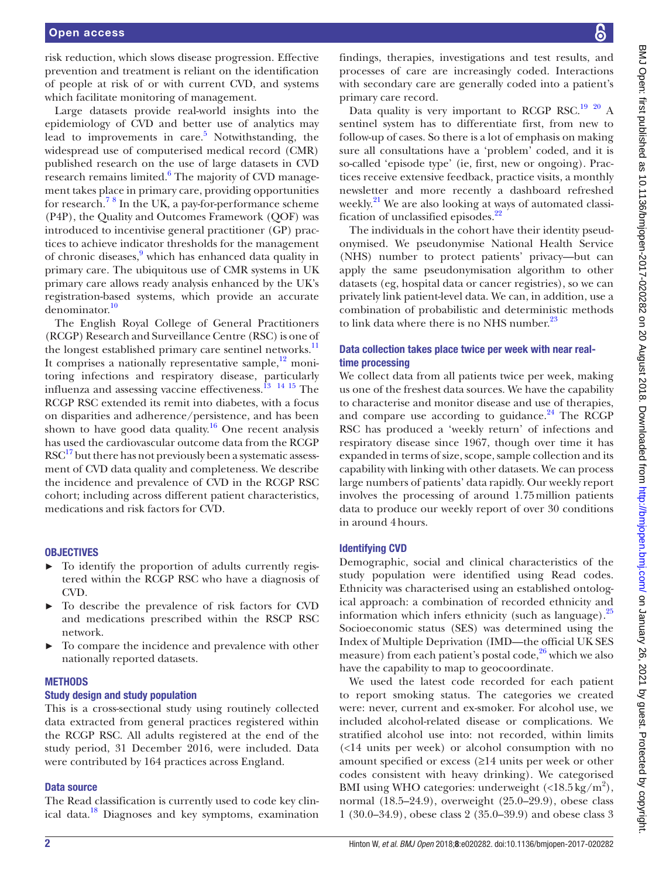risk reduction, which slows disease progression. Effective prevention and treatment is reliant on the identification of people at risk of or with current CVD, and systems which facilitate monitoring of management.

Large datasets provide real-world insights into the epidemiology of CVD and better use of analytics may lead to improvements in care.[5] Notwithstanding, the widespread use of computerised medical record (CMR) published research on the use of large datasets in CVD research remains limited.[6] The majority of CVD management takes place in primary care, providing opportunities for research.[7 8] In the UK, a pay-for-performance scheme (P4P), the Quality and Outcomes Framework (QOF) was introduced to incentivise general practitioner (GP) practices to achieve indicator thresholds for the management of chronic diseases,[9] which has enhanced data quality in primary care. The ubiquitous use of CMR systems in UK primary care allows ready analysis enhanced by the UK's registration-based systems, which provide an accurate denominator.[10]

The English Royal College of General Practitioners (RCGP) Research and Surveillance Centre (RSC) is one of the longest established primary care sentinel networks.[11] It comprises a nationally representative sample,[12] monitoring infections and respiratory disease, particularly influenza and assessing vaccine effectiveness.[13 14 15] The RCGP RSC extended its remit into diabetes, with a focus on disparities and adherence/persistence, and has been shown to have good data quality.[16] One recent analysis has used the cardiovascular outcome data from the RCGP RSC[17] but there has not previously been a systematic assessment of CVD data quality and completeness. We describe the incidence and prevalence of CVD in the RCGP RSC cohort; including across different patient characteristics, medications and risk factors for CVD.

## OBJECTIVES

- To identify the proportion of adults currently registered within the RCGP RSC who have a diagnosis of CVD.
- To describe the prevalence of risk factors for CVD and medications prescribed within the RSCP RSC network.
- To compare the incidence and prevalence with other nationally reported datasets.

## METHODS

### Study design and study population

This is a cross-sectional study using routinely collected data extracted from general practices registered within the RCGP RSC. All adults registered at the end of the study period, 31 December 2016, were included. Data were contributed by 164 practices across England.

### Data source

The Read classification is currently used to code key clinical data.[18] Diagnoses and key symptoms, examination findings, therapies, investigations and test results, and processes of care are increasingly coded. Interactions with secondary care are generally coded into a patient's primary care record.

Data quality is very important to RCGP RSC.[19 20] A sentinel system has to differentiate first, from new to follow-up of cases. So there is a lot of emphasis on making sure all consultations have a 'problem' coded, and it is so-called 'episode type' (ie, first, new or ongoing). Practices receive extensive feedback, practice visits, a monthly newsletter and more recently a dashboard refreshed weekly.[21] We are also looking at ways of automated classification of unclassified episodes.[22]

The individuals in the cohort have their identity pseudonymised. We pseudonymise National Health Service (NHS) number to protect patients' privacy—but can apply the same pseudonymisation algorithm to other datasets (eg, hospital data or cancer registries), so we can privately link patient-level data. We can, in addition, use a combination of probabilistic and deterministic methods to link data where there is no NHS number.[23]

### Data collection takes place twice per week with near real-time processing

We collect data from all patients twice per week, making us one of the freshest data sources. We have the capability to characterise and monitor disease and use of therapies, and compare use according to guidance.[24] The RCGP RSC has produced a 'weekly return' of infections and respiratory disease since 1967, though over time it has expanded in terms of size, scope, sample collection and its capability with linking with other datasets. We can process large numbers of patients' data rapidly. Our weekly report involves the processing of around 1.75 million patients data to produce our weekly report of over 30 conditions in around 4 hours.

### Identifying CVD

Demographic, social and clinical characteristics of the study population were identified using Read codes. Ethnicity was characterised using an established ontological approach: a combination of recorded ethnicity and information which infers ethnicity (such as language).[25] Socioeconomic status (SES) was determined using the Index of Multiple Deprivation (IMD—the official UK SES measure) from each patient's postal code,[26] which we also have the capability to map to geocoordinate.

We used the latest code recorded for each patient to report smoking status. The categories we created were: never, current and ex-smoker. For alcohol use, we included alcohol-related disease or complications. We stratified alcohol use into: not recorded, within limits (<14 units per week) or alcohol consumption with no amount specified or excess (≥14 units per week or other codes consistent with heavy drinking). We categorised BMI using WHO categories: underweight (<18.5 kg/m$^2$), normal (18.5–24.9), overweight (25.0–29.9), obese class 1 (30.0–34.9), obese class 2 (35.0–39.9) and obese class 3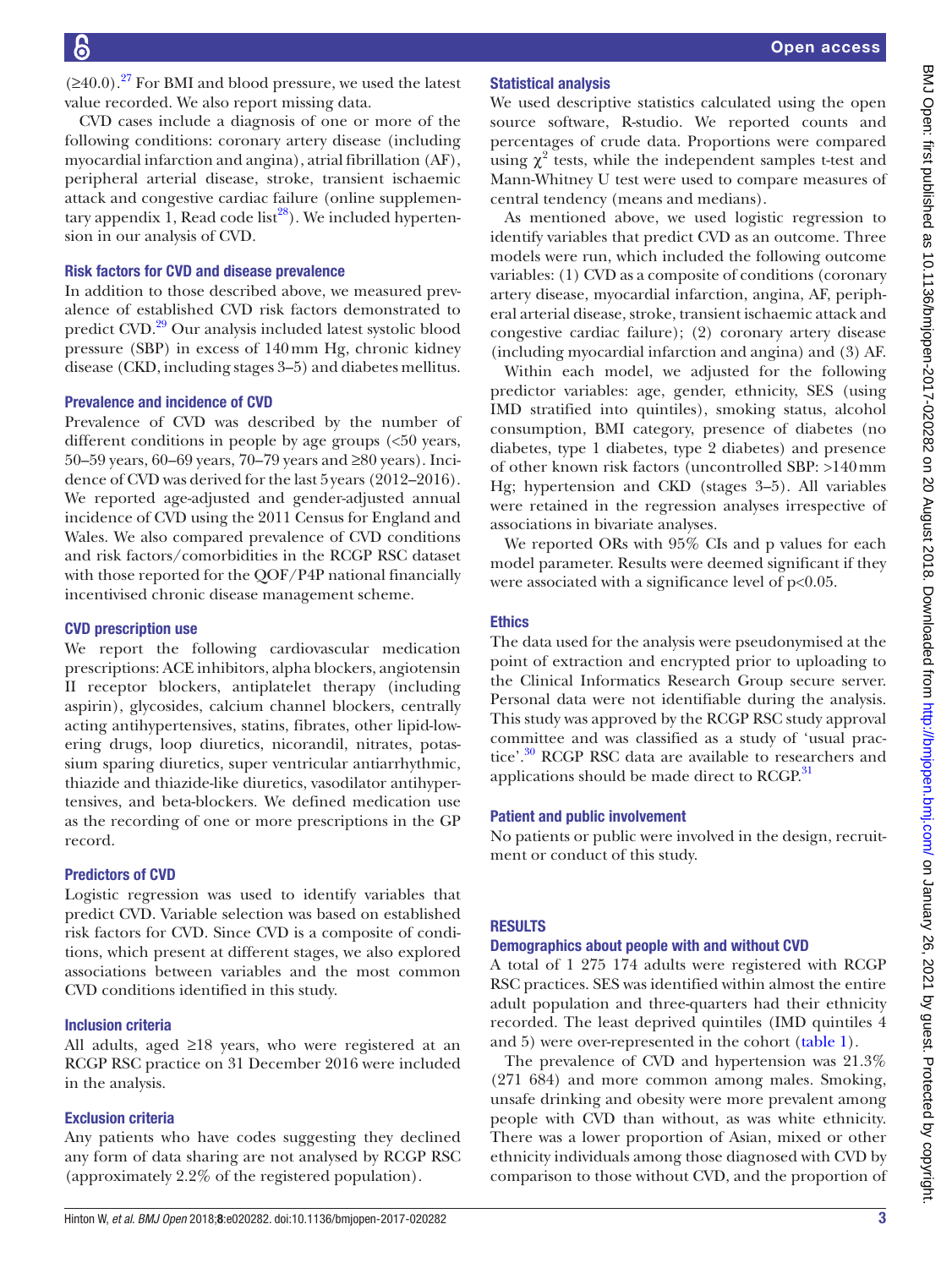(≥40.0).[27] For BMI and blood pressure, we used the latest value recorded. We also report missing data.

CVD cases include a diagnosis of one or more of the following conditions: coronary artery disease (including myocardial infarction and angina), atrial fibrillation (AF), peripheral arterial disease, stroke, transient ischaemic attack and congestive cardiac failure (online supplementary appendix 1, Read code list[28]). We included hypertension in our analysis of CVD.

### Risk factors for CVD and disease prevalence

In addition to those described above, we measured prevalence of established CVD risk factors demonstrated to predict CVD.[29] Our analysis included latest systolic blood pressure (SBP) in excess of 140 mm Hg, chronic kidney disease (CKD, including stages 3–5) and diabetes mellitus.

### Prevalence and incidence of CVD

Prevalence of CVD was described by the number of different conditions in people by age groups (<50 years, 50–59 years, 60–69 years, 70–79 years and ≥80 years). Incidence of CVD was derived for the last 5 years (2012–2016). We reported age-adjusted and gender-adjusted annual incidence of CVD using the 2011 Census for England and Wales. We also compared prevalence of CVD conditions and risk factors/comorbidities in the RCGP RSC dataset with those reported for the QOF/P4P national financially incentivised chronic disease management scheme.

### CVD prescription use

We report the following cardiovascular medication prescriptions: ACE inhibitors, alpha blockers, angiotensin II receptor blockers, antiplatelet therapy (including aspirin), glycosides, calcium channel blockers, centrally acting antihypertensives, statins, fibrates, other lipid-lowering drugs, loop diuretics, nicorandil, nitrates, potassium sparing diuretics, super ventricular antiarrhythmic, thiazide and thiazide-like diuretics, vasodilator antihypertensives, and beta-blockers. We defined medication use as the recording of one or more prescriptions in the GP record.

### Predictors of CVD

Logistic regression was used to identify variables that predict CVD. Variable selection was based on established risk factors for CVD. Since CVD is a composite of conditions, which present at different stages, we also explored associations between variables and the most common CVD conditions identified in this study.

### Inclusion criteria

All adults, aged ≥18 years, who were registered at an RCGP RSC practice on 31 December 2016 were included in the analysis.

### Exclusion criteria

Any patients who have codes suggesting they declined any form of data sharing are not analysed by RCGP RSC (approximately 2.2% of the registered population).

### Statistical analysis

We used descriptive statistics calculated using the open source software, R-studio. We reported counts and percentages of crude data. Proportions were compared using $\chi^2$ tests, while the independent samples t-test and Mann-Whitney U test were used to compare measures of central tendency (means and medians).

As mentioned above, we used logistic regression to identify variables that predict CVD as an outcome. Three models were run, which included the following outcome variables: (1) CVD as a composite of conditions (coronary artery disease, myocardial infarction, angina, AF, peripheral arterial disease, stroke, transient ischaemic attack and congestive cardiac failure); (2) coronary artery disease (including myocardial infarction and angina) and (3) AF.

Within each model, we adjusted for the following predictor variables: age, gender, ethnicity, SES (using IMD stratified into quintiles), smoking status, alcohol consumption, BMI category, presence of diabetes (no diabetes, type 1 diabetes, type 2 diabetes) and presence of other known risk factors (uncontrolled SBP: >140 mm Hg; hypertension and CKD (stages 3–5). All variables were retained in the regression analyses irrespective of associations in bivariate analyses.

We reported ORs with 95% CIs and p values for each model parameter. Results were deemed significant if they were associated with a significance level of $p<0.05$.

### Ethics

The data used for the analysis were pseudonymised at the point of extraction and encrypted prior to uploading to the Clinical Informatics Research Group secure server. Personal data were not identifiable during the analysis. This study was approved by the RCGP RSC study approval committee and was classified as a study of 'usual practice'.[30] RCGP RSC data are available to researchers and applications should be made direct to RCGP.[31]

### Patient and public involvement

No patients or public were involved in the design, recruitment or conduct of this study.

## RESULTS

### Demographics about people with and without CVD

A total of 1 275 174 adults were registered with RCGP RSC practices. SES was identified within almost the entire adult population and three-quarters had their ethnicity recorded. The least deprived quintiles (IMD quintiles 4 and 5) were over-represented in the cohort (table 1).

The prevalence of CVD and hypertension was 21.3% (271 684) and more common among males. Smoking, unsafe drinking and obesity were more prevalent among people with CVD than without, as was white ethnicity. There was a lower proportion of Asian, mixed or other ethnicity individuals among those diagnosed with CVD by comparison to those without CVD, and the proportion of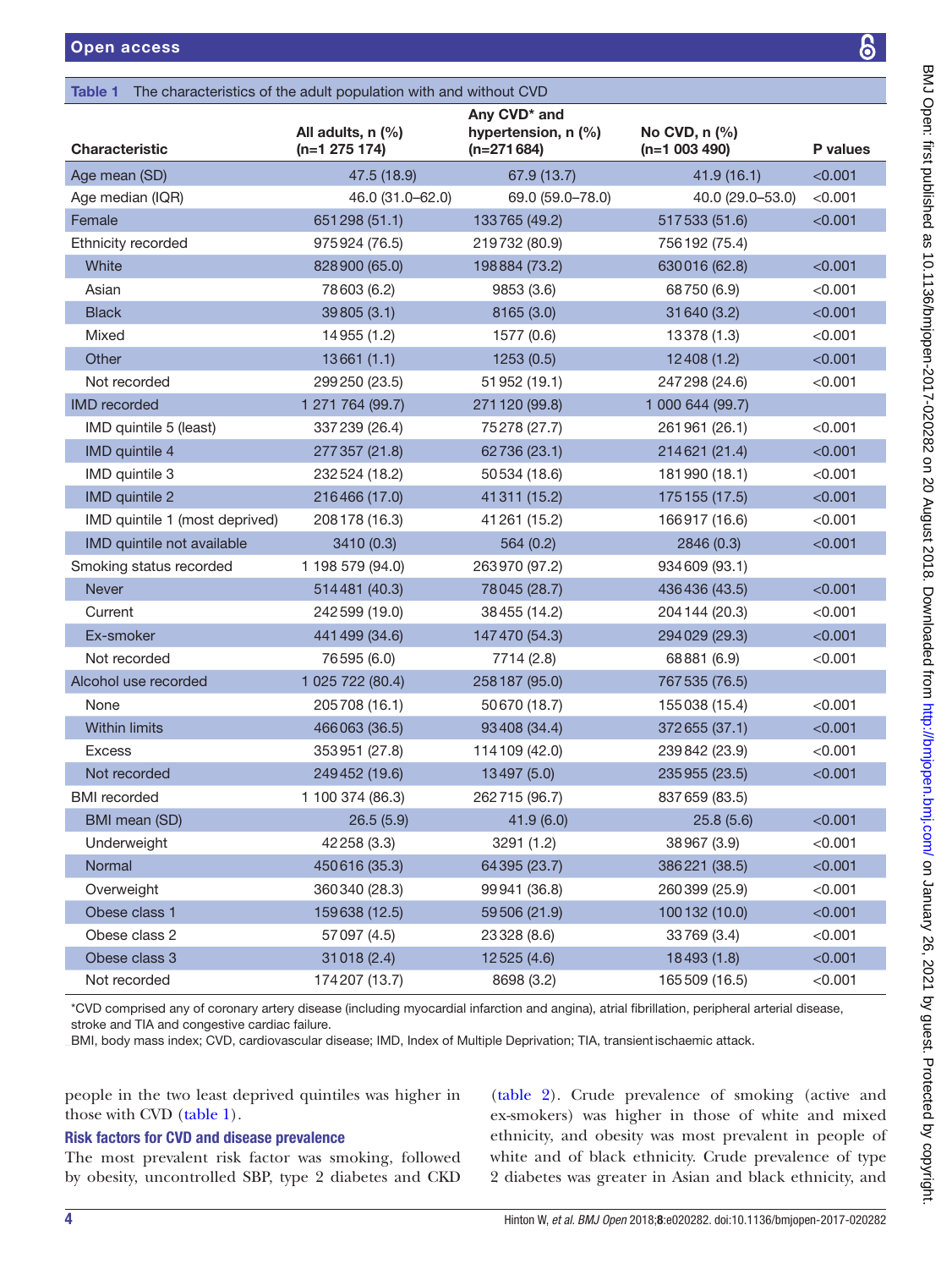**Table 1** The characteristics of the adult population with and without CVD

| Characteristic | All adults, n (%) (n=1 275 174) | Any CVD* and hypertension, n (%) (n=271 684) | No CVD, n (%) (n=1 003 490) | P values |
|---|---|---|---|---|
| Age mean (SD) | 47.5 (18.9) | 67.9 (13.7) | 41.9 (16.1) | <0.001 |
| Age median (IQR) | 46.0 (31.0–62.0) | 69.0 (59.0–78.0) | 40.0 (29.0–53.0) | <0.001 |
| Female | 651 298 (51.1) | 133 765 (49.2) | 517 533 (51.6) | <0.001 |
| Ethnicity recorded | 975 924 (76.5) | 219 732 (80.9) | 756 192 (75.4) | |
| White | 828 900 (65.0) | 198 884 (73.2) | 630 016 (62.8) | <0.001 |
| Asian | 78 603 (6.2) | 9853 (3.6) | 68 750 (6.9) | <0.001 |
| Black | 39 805 (3.1) | 8165 (3.0) | 31 640 (3.2) | <0.001 |
| Mixed | 14 955 (1.2) | 1577 (0.6) | 13 378 (1.3) | <0.001 |
| Other | 13 661 (1.1) | 1253 (0.5) | 12 408 (1.2) | <0.001 |
| Not recorded | 299 250 (23.5) | 51 952 (19.1) | 247 298 (24.6) | <0.001 |
| IMD recorded | 1 271 764 (99.7) | 271 120 (99.8) | 1 000 644 (99.7) | |
| IMD quintile 5 (least) | 337 239 (26.4) | 75 278 (27.7) | 261 961 (26.1) | <0.001 |
| IMD quintile 4 | 277 357 (21.8) | 62 736 (23.1) | 214 621 (21.4) | <0.001 |
| IMD quintile 3 | 232 524 (18.2) | 50 534 (18.6) | 181 990 (18.1) | <0.001 |
| IMD quintile 2 | 216 466 (17.0) | 41 311 (15.2) | 175 155 (17.5) | <0.001 |
| IMD quintile 1 (most deprived) | 208 178 (16.3) | 41 261 (15.2) | 166 917 (16.6) | <0.001 |
| IMD quintile not available | 3410 (0.3) | 564 (0.2) | 2846 (0.3) | <0.001 |
| Smoking status recorded | 1 198 579 (94.0) | 263 970 (97.2) | 934 609 (93.1) | |
| Never | 514 481 (40.3) | 78 045 (28.7) | 436 436 (43.5) | <0.001 |
| Current | 242 599 (19.0) | 38 455 (14.2) | 204 144 (20.3) | <0.001 |
| Ex-smoker | 441 499 (34.6) | 147 470 (54.3) | 294 029 (29.3) | <0.001 |
| Not recorded | 76 595 (6.0) | 7714 (2.8) | 68 881 (6.9) | <0.001 |
| Alcohol use recorded | 1 025 722 (80.4) | 258 187 (95.0) | 767 535 (76.5) | |
| None | 205 708 (16.1) | 50 670 (18.7) | 155 038 (15.4) | <0.001 |
| Within limits | 466 063 (36.5) | 93 408 (34.4) | 372 655 (37.1) | <0.001 |
| Excess | 353 951 (27.8) | 114 109 (42.0) | 239 842 (23.9) | <0.001 |
| Not recorded | 249 452 (19.6) | 13 497 (5.0) | 235 955 (23.5) | <0.001 |
| BMI recorded | 1 100 374 (86.3) | 262 715 (96.7) | 837 659 (83.5) | |
| BMI mean (SD) | 26.5 (5.9) | 41.9 (6.0) | 25.8 (5.6) | <0.001 |
| Underweight | 42 258 (3.3) | 3291 (1.2) | 38 967 (3.9) | <0.001 |
| Normal | 450 616 (35.3) | 64 395 (23.7) | 386 221 (38.5) | <0.001 |
| Overweight | 360 340 (28.3) | 99 941 (36.8) | 260 399 (25.9) | <0.001 |
| Obese class 1 | 159 638 (12.5) | 59 506 (21.9) | 100 132 (10.0) | <0.001 |
| Obese class 2 | 57 097 (4.5) | 23 328 (8.6) | 33 769 (3.4) | <0.001 |
| Obese class 3 | 31 018 (2.4) | 12 525 (4.6) | 18 493 (1.8) | <0.001 |
| Not recorded | 174 207 (13.7) | 8698 (3.2) | 165 509 (16.5) | <0.001 |

*CVD comprised any of coronary artery disease (including myocardial infarction and angina), atrial fibrillation, peripheral arterial disease, stroke and TIA and congestive cardiac failure.

BMI, body mass index; CVD, cardiovascular disease; IMD, Index of Multiple Deprivation; TIA, transient ischaemic attack.

people in the two least deprived quintiles was higher in those with CVD (table 1).

### Risk factors for CVD and disease prevalence

The most prevalent risk factor was smoking, followed by obesity, uncontrolled SBP, type 2 diabetes and CKD (table 2). Crude prevalence of smoking (active and ex-smokers) was higher in those of white and mixed ethnicity, and obesity was most prevalent in people of white and of black ethnicity. Crude prevalence of type 2 diabetes was greater in Asian and black ethnicity, and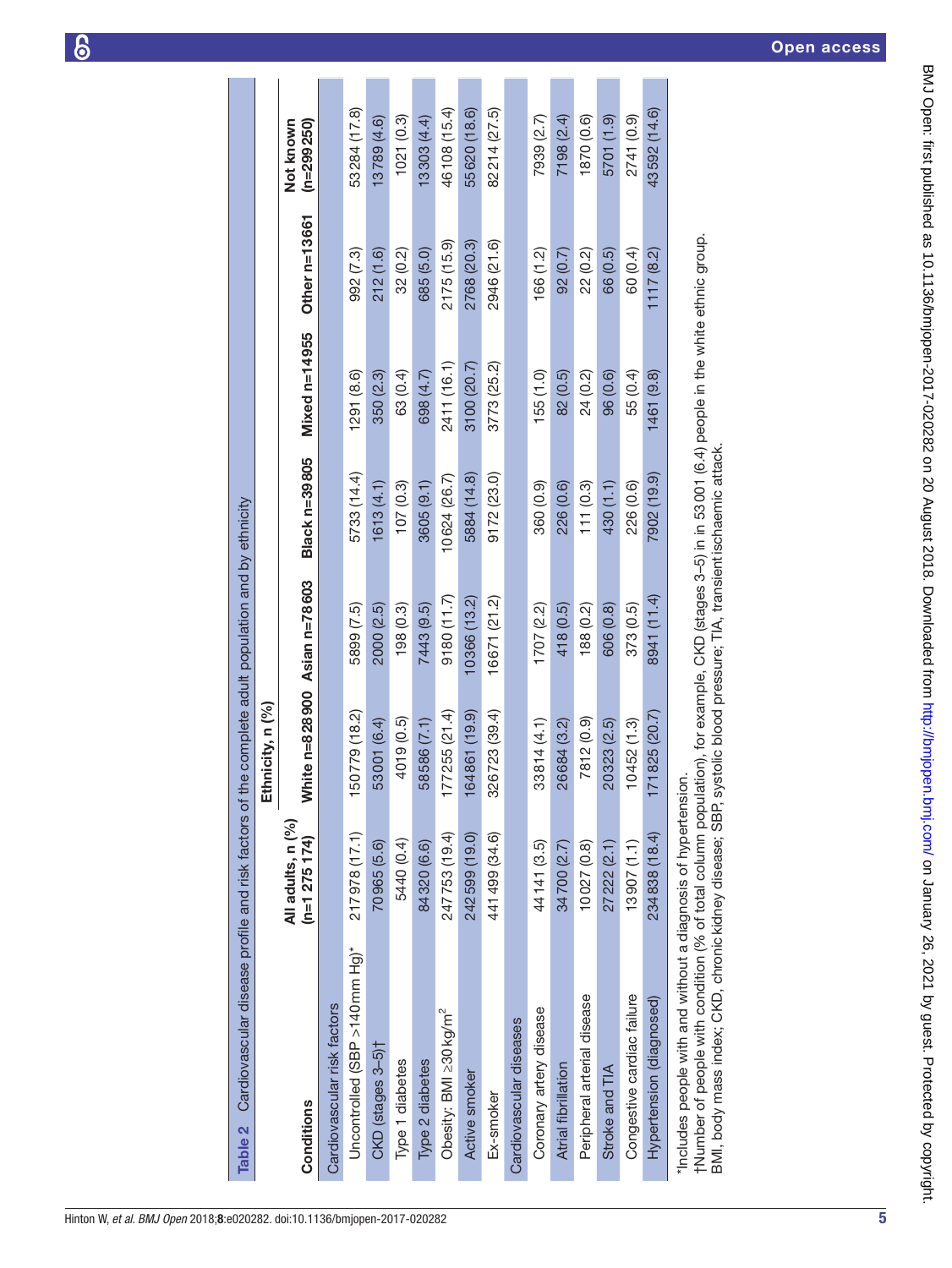**Table 2** Cardiovascular disease profile and risk factors of the complete adult population and by ethnicity

| Conditions | All adults, n (%) (n=1 275 174) | Ethnicity, n (%) | | | | | |
|---|---|---|---|---|---|---|---|
| | | White n=828 900 | Asian n=78 603 | Black n=39 805 | Mixed n=14 955 | Other n=13 661 | Not known (n=299 250) |
| Cardiovascular risk factors | | | | | | | |
| Uncontrolled (SBP >140 mm Hg)* | 217 978 (17.1) | 150 779 (18.2) | 5899 (7.5) | 5733 (14.4) | 1291 (8.6) | 992 (7.3) | 53 284 (17.8) |
| CKD (stages 3–5)† | 70 965 (5.6) | 53 001 (6.4) | 2000 (2.5) | 1613 (4.1) | 350 (2.3) | 212 (1.6) | 13 789 (4.6) |
| Type 1 diabetes | 5440 (0.4) | 4019 (0.5) | 198 (0.3) | 107 (0.3) | 63 (0.4) | 32 (0.2) | 1021 (0.3) |
| Type 2 diabetes | 84 320 (6.6) | 58 586 (7.1) | 7443 (9.5) | 3605 (9.1) | 698 (4.7) | 685 (5.0) | 13 303 (4.4) |
| Obesity: BMI ≥30 kg/m$^2$ | 247 753 (19.4) | 177 255 (21.4) | 9180 (11.7) | 10 624 (26.7) | 2411 (16.1) | 2175 (15.9) | 46 108 (15.4) |
| Active smoker | 242 599 (19.0) | 164 861 (19.9) | 10 366 (13.2) | 5884 (14.8) | 3100 (20.7) | 2768 (20.3) | 55 620 (18.6) |
| Ex-smoker | 441 499 (34.6) | 326 723 (39.4) | 16 671 (21.2) | 9172 (23.0) | 3773 (25.2) | 2946 (21.6) | 82 214 (27.5) |
| Cardiovascular diseases | | | | | | | |
| Coronary artery disease | 44 141 (3.5) | 33 814 (4.1) | 1707 (2.2) | 360 (0.9) | 155 (1.0) | 166 (1.2) | 7939 (2.7) |
| Atrial fibrillation | 34 700 (2.7) | 26 684 (3.2) | 418 (0.5) | 226 (0.6) | 82 (0.5) | 92 (0.7) | 7198 (2.4) |
| Peripheral arterial disease | 10 027 (0.8) | 7812 (0.9) | 188 (0.2) | 111 (0.3) | 24 (0.2) | 22 (0.2) | 1870 (0.6) |
| Stroke and TIA | 27 222 (2.1) | 20 323 (2.5) | 606 (0.8) | 430 (1.1) | 96 (0.6) | 66 (0.5) | 5701 (1.9) |
| Congestive cardiac failure | 13 907 (1.1) | 10 452 (1.3) | 373 (0.5) | 226 (0.6) | 55 (0.4) | 60 (0.4) | 2741 (0.9) |
| Hypertension (diagnosed) | 234 838 (18.4) | 171 825 (20.7) | 8941 (11.4) | 7902 (19.9) | 1461 (9.8) | 1117 (8.2) | 43 592 (14.6) |

*Includes people with and without a diagnosis of hypertension.
†Number of people with condition (% of total column population), for example, CKD (stages 3–5) in in 53 001 (6.4) people in the white ethnic group.
BMI, body mass index; CKD, chronic kidney disease; SBP, systolic blood pressure; TIA, transient ischaemic attack.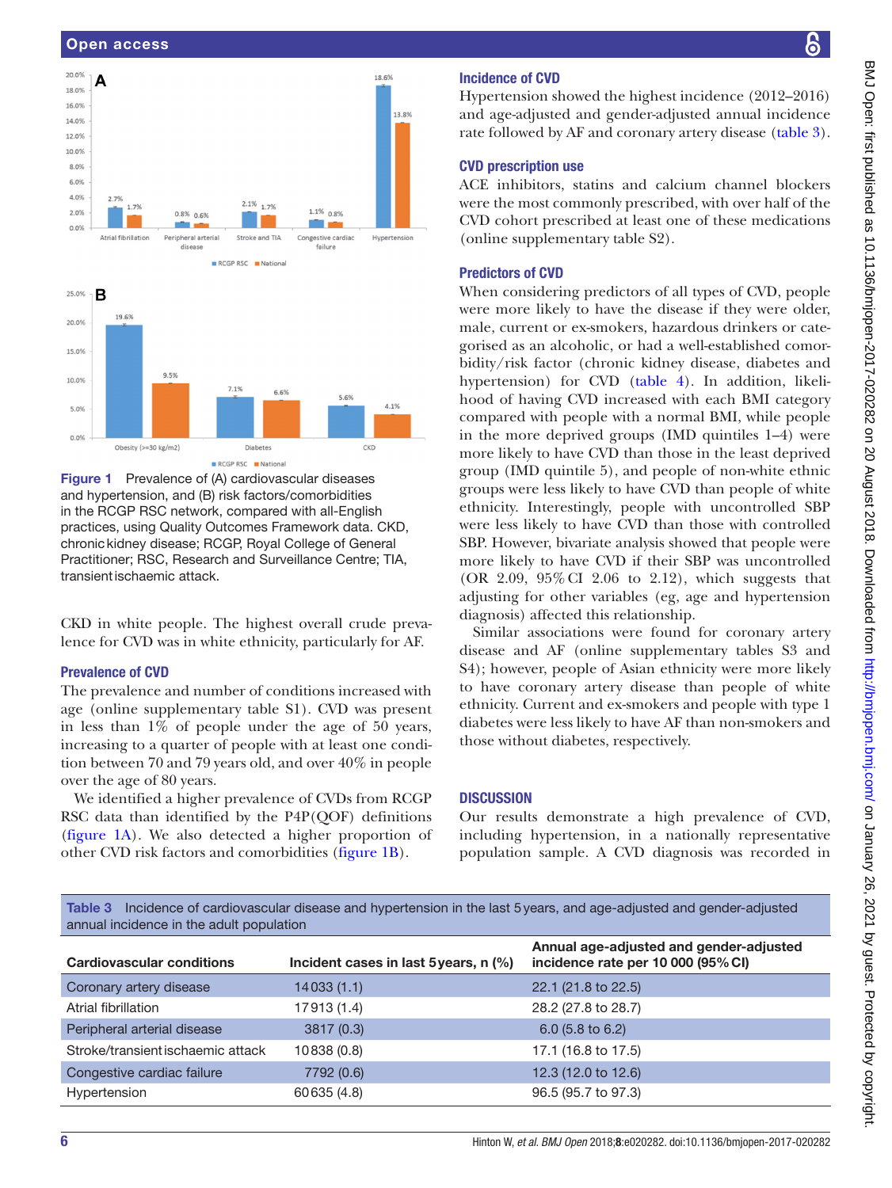Figure 1 Prevalence of (A) cardiovascular diseases and hypertension, and (B) risk factors/comorbidities in the RCGP RSC network, compared with all-English practices, using Quality Outcomes Framework data. CKD, chronic kidney disease; RCGP, Royal College of General Practitioner; RSC, Research and Surveillance Centre; TIA, transient ischaemic attack.

CKD in white people. The highest overall crude prevalence for CVD was in white ethnicity, particularly for AF.

### Prevalence of CVD

The prevalence and number of conditions increased with age (online supplementary table S1). CVD was present in less than 1% of people under the age of 50 years, increasing to a quarter of people with at least one condition between 70 and 79 years old, and over 40% in people over the age of 80 years.

We identified a higher prevalence of CVDs from RCGP RSC data than identified by the P4P(QOF) definitions (figure 1A). We also detected a higher proportion of other CVD risk factors and comorbidities (figure 1B).

### Incidence of CVD

Hypertension showed the highest incidence (2012–2016) and age-adjusted and gender-adjusted annual incidence rate followed by AF and coronary artery disease (table 3).

### CVD prescription use

ACE inhibitors, statins and calcium channel blockers were the most commonly prescribed, with over half of the CVD cohort prescribed at least one of these medications (online supplementary table S2).

### Predictors of CVD

When considering predictors of all types of CVD, people were more likely to have the disease if they were older, male, current or ex-smokers, hazardous drinkers or categorised as an alcoholic, or had a well-established comorbidity/risk factor (chronic kidney disease, diabetes and hypertension) for CVD (table 4). In addition, likelihood of having CVD increased with each BMI category compared with people with a normal BMI, while people in the more deprived groups (IMD quintiles 1–4) were more likely to have CVD than those in the least deprived group (IMD quintile 5), and people of non-white ethnic groups were less likely to have CVD than people of white ethnicity. Interestingly, people with uncontrolled SBP were less likely to have CVD than those with controlled SBP. However, bivariate analysis showed that people were more likely to have CVD if their SBP was uncontrolled (OR 2.09, 95% CI 2.06 to 2.12), which suggests that adjusting for other variables (eg, age and hypertension diagnosis) affected this relationship.

Similar associations were found for coronary artery disease and AF (online supplementary tables S3 and S4); however, people of Asian ethnicity were more likely to have coronary artery disease than people of white ethnicity. Current and ex-smokers and people with type 1 diabetes were less likely to have AF than non-smokers and those without diabetes, respectively.

## DISCUSSION

Our results demonstrate a high prevalence of CVD, including hypertension, in a nationally representative population sample. A CVD diagnosis was recorded in

**Table 3** Incidence of cardiovascular disease and hypertension in the last 5 years, and age-adjusted and gender-adjusted annual incidence in the adult population

| Cardiovascular conditions | Incident cases in last 5 years, n (%) | Annual age-adjusted and gender-adjusted incidence rate per 10 000 (95% CI) |
|---|---|---|
| Coronary artery disease | 14 033 (1.1) | 22.1 (21.8 to 22.5) |
| Atrial fibrillation | 17 913 (1.4) | 28.2 (27.8 to 28.7) |
| Peripheral arterial disease | 3817 (0.3) | 6.0 (5.8 to 6.2) |
| Stroke/transient ischaemic attack | 10 838 (0.8) | 17.1 (16.8 to 17.5) |
| Congestive cardiac failure | 7792 (0.6) | 12.3 (12.0 to 12.6) |
| Hypertension | 60 635 (4.8) | 96.5 (95.7 to 97.3) |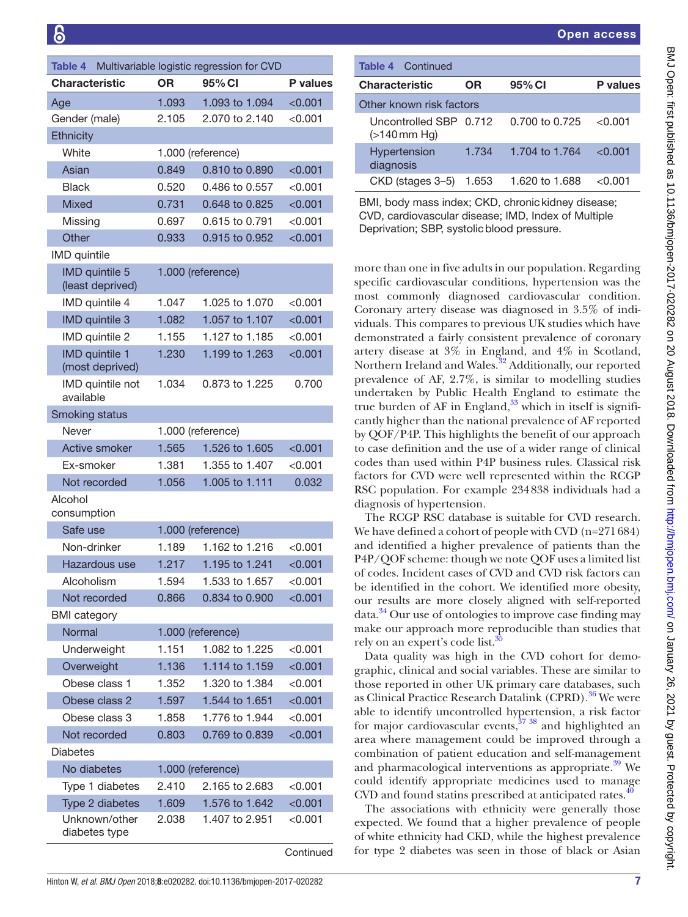**Table 4** Multivariable logistic regression for CVD

| Characteristic | OR | 95% CI | P values |
|---|---|---|---|
| Age | 1.093 | 1.093 to 1.094 | <0.001 |
| Gender (male) | 2.105 | 2.070 to 2.140 | <0.001 |
| Ethnicity | | | |
| White | 1.000 (reference) | | |
| Asian | 0.849 | 0.810 to 0.890 | <0.001 |
| Black | 0.520 | 0.486 to 0.557 | <0.001 |
| Mixed | 0.731 | 0.648 to 0.825 | <0.001 |
| Missing | 0.697 | 0.615 to 0.791 | <0.001 |
| Other | 0.933 | 0.915 to 0.952 | <0.001 |
| IMD quintile | | | |
| IMD quintile 5 (least deprived) | 1.000 (reference) | | |
| IMD quintile 4 | 1.047 | 1.025 to 1.070 | <0.001 |
| IMD quintile 3 | 1.082 | 1.057 to 1.107 | <0.001 |
| IMD quintile 2 | 1.155 | 1.127 to 1.185 | <0.001 |
| IMD quintile 1 (most deprived) | 1.230 | 1.199 to 1.263 | <0.001 |
| IMD quintile not available | 1.034 | 0.873 to 1.225 | 0.700 |
| Smoking status | | | |
| Never | 1.000 (reference) | | |
| Active smoker | 1.565 | 1.526 to 1.605 | <0.001 |
| Ex-smoker | 1.381 | 1.355 to 1.407 | <0.001 |
| Not recorded | 1.056 | 1.005 to 1.111 | 0.032 |
| Alcohol consumption | | | |
| Safe use | 1.000 (reference) | | |
| Non-drinker | 1.189 | 1.162 to 1.216 | <0.001 |
| Hazardous use | 1.217 | 1.195 to 1.241 | <0.001 |
| Alcoholism | 1.594 | 1.533 to 1.657 | <0.001 |
| Not recorded | 0.866 | 0.834 to 0.900 | <0.001 |
| BMI category | | | |
| Normal | 1.000 (reference) | | |
| Underweight | 1.151 | 1.082 to 1.225 | <0.001 |
| Overweight | 1.136 | 1.114 to 1.159 | <0.001 |
| Obese class 1 | 1.352 | 1.320 to 1.384 | <0.001 |
| Obese class 2 | 1.597 | 1.544 to 1.651 | <0.001 |
| Obese class 3 | 1.858 | 1.776 to 1.944 | <0.001 |
| Not recorded | 0.803 | 0.769 to 0.839 | <0.001 |
| Diabetes | | | |
| No diabetes | 1.000 (reference) | | |
| Type 1 diabetes | 2.410 | 2.165 to 2.683 | <0.001 |
| Type 2 diabetes | 1.609 | 1.576 to 1.642 | <0.001 |
| Unknown/other diabetes type | 2.038 | 1.407 to 2.951 | <0.001 |
| Other known risk factors | | | |
| Uncontrolled SBP (>140 mm Hg) | 0.712 | 0.700 to 0.725 | <0.001 |
| Hypertension diagnosis | 1.734 | 1.704 to 1.764 | <0.001 |
| CKD (stages 3–5) | 1.653 | 1.620 to 1.688 | <0.001 |

BMI, body mass index; CKD, chronic kidney disease; CVD, cardiovascular disease; IMD, Index of Multiple Deprivation; SBP, systolic blood pressure.

more than one in five adults in our population. Regarding specific cardiovascular conditions, hypertension was the most commonly diagnosed cardiovascular condition. Coronary artery disease was diagnosed in 3.5% of individuals. This compares to previous UK studies which have demonstrated a fairly consistent prevalence of coronary artery disease at 3% in England, and 4% in Scotland, Northern Ireland and Wales.[32] Additionally, our reported prevalence of AF, 2.7%, is similar to modelling studies undertaken by Public Health England to estimate the true burden of AF in England,[33] which in itself is significantly higher than the national prevalence of AF reported by QOF/P4P. This highlights the benefit of our approach to case definition and the use of a wider range of clinical codes than used within P4P business rules. Classical risk factors for CVD were well represented within the RCGP RSC population. For example 234 838 individuals had a diagnosis of hypertension.

The RCGP RSC database is suitable for CVD research. We have defined a cohort of people with CVD (n=271 684) and identified a higher prevalence of patients than the P4P/QOF scheme: though we note QOF uses a limited list of codes. Incident cases of CVD and CVD risk factors can be identified in the cohort. We identified more obesity, our results are more closely aligned with self-reported data.[34] Our use of ontologies to improve case finding may make our approach more reproducible than studies that rely on an expert's code list.[35]

Data quality was high in the CVD cohort for demographic, clinical and social variables. These are similar to those reported in other UK primary care databases, such as Clinical Practice Research Datalink (CPRD).[36] We were able to identify uncontrolled hypertension, a risk factor for major cardiovascular events,[37,38] and highlighted an area where management could be improved through a combination of patient education and self-management and pharmacological interventions as appropriate.[39] We could identify appropriate medicines used to manage CVD and found statins prescribed at anticipated rates.[40]

The associations with ethnicity were generally those expected. We found that a higher prevalence of people of white ethnicity had CKD, while the highest prevalence for type 2 diabetes was seen in those of black or Asian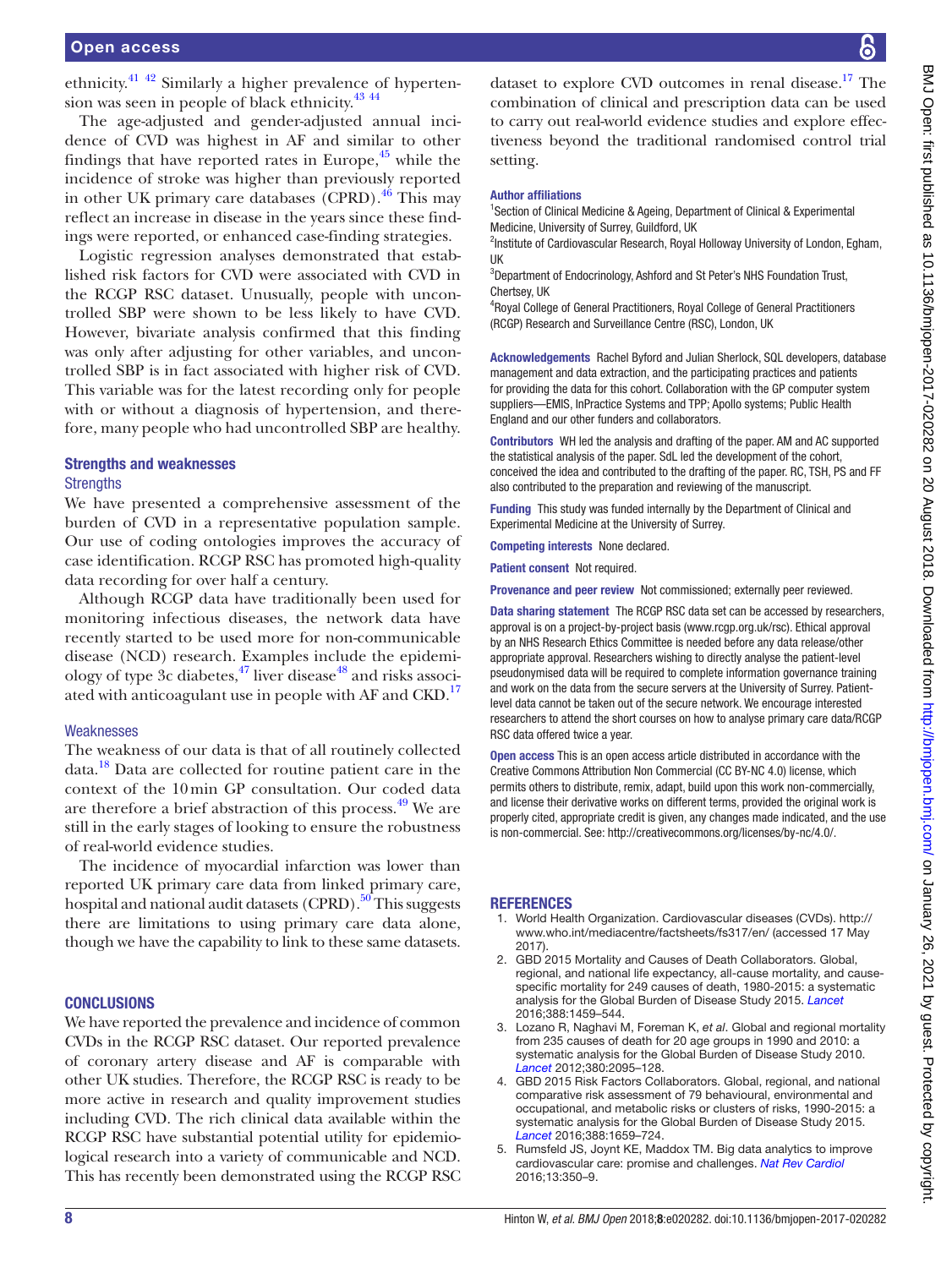ethnicity.[41 42] Similarly a higher prevalence of hypertension was seen in people of black ethnicity.[43 44]

The age-adjusted and gender-adjusted annual incidence of CVD was highest in AF and similar to other findings that have reported rates in Europe,[45] while the incidence of stroke was higher than previously reported in other UK primary care databases (CPRD).[46] This may reflect an increase in disease in the years since these findings were reported, or enhanced case-finding strategies.

Logistic regression analyses demonstrated that established risk factors for CVD were associated with CVD in the RCGP RSC dataset. Unusually, people with uncontrolled SBP were shown to be less likely to have CVD. However, bivariate analysis confirmed that this finding was only after adjusting for other variables, and uncontrolled SBP is in fact associated with higher risk of CVD. This variable was for the latest recording only for people with or without a diagnosis of hypertension, and therefore, many people who had uncontrolled SBP are healthy.

## Strengths and weaknesses

### Strengths

We have presented a comprehensive assessment of the burden of CVD in a representative population sample. Our use of coding ontologies improves the accuracy of case identification. RCGP RSC has promoted high-quality data recording for over half a century.

Although RCGP data have traditionally been used for monitoring infectious diseases, the network data have recently started to be used more for non-communicable disease (NCD) research. Examples include the epidemiology of type 3c diabetes,[47] liver disease[48] and risks associated with anticoagulant use in people with AF and CKD.[17]

### Weaknesses

The weakness of our data is that of all routinely collected data.[18] Data are collected for routine patient care in the context of the 10 min GP consultation. Our coded data are therefore a brief abstraction of this process.[49] We are still in the early stages of looking to ensure the robustness of real-world evidence studies.

The incidence of myocardial infarction was lower than reported UK primary care data from linked primary care, hospital and national audit datasets (CPRD).[50] This suggests there are limitations to using primary care data alone, though we have the capability to link to these same datasets.

## CONCLUSIONS

We have reported the prevalence and incidence of common CVDs in the RCGP RSC dataset. Our reported prevalence of coronary artery disease and AF is comparable with other UK studies. Therefore, the RCGP RSC is ready to be more active in research and quality improvement studies including CVD. The rich clinical data available within the RCGP RSC have substantial potential utility for epidemiological research into a variety of communicable and NCD. This has recently been demonstrated using the RCGP RSC dataset to explore CVD outcomes in renal disease.[17] The combination of clinical and prescription data can be used to carry out real-world evidence studies and explore effectiveness beyond the traditional randomised control trial setting.

**Author affiliations**
[1]Section of Clinical Medicine & Ageing, Department of Clinical & Experimental Medicine, University of Surrey, Guildford, UK
[2]Institute of Cardiovascular Research, Royal Holloway University of London, Egham, UK
[3]Department of Endocrinology, Ashford and St Peter's NHS Foundation Trust, Chertsey, UK
[4]Royal College of General Practitioners, Royal College of General Practitioners (RCGP) Research and Surveillance Centre (RSC), London, UK

**Acknowledgements** Rachel Byford and Julian Sherlock, SQL developers, database management and data extraction, and the participating practices and patients for providing the data for this cohort. Collaboration with the GP computer system suppliers—EMIS, InPractice Systems and TPP; Apollo systems; Public Health England and our other funders and collaborators.

**Contributors** WH led the analysis and drafting of the paper. AM and AC supported the statistical analysis of the paper. SdL led the development of the cohort, conceived the idea and contributed to the drafting of the paper. RC, TSH, PS and FF also contributed to the preparation and reviewing of the manuscript.

**Funding** This study was funded internally by the Department of Clinical and Experimental Medicine at the University of Surrey.

**Competing interests** None declared.

**Patient consent** Not required.

**Provenance and peer review** Not commissioned; externally peer reviewed.

**Data sharing statement** The RCGP RSC data set can be accessed by researchers, approval is on a project-by-project basis (www.rcgp.org.uk/rsc). Ethical approval by an NHS Research Ethics Committee is needed before any data release/other appropriate approval. Researchers wishing to directly analyse the patient-level pseudonymised data will be required to complete information governance training and work on the data from the secure servers at the University of Surrey. Patient-level data cannot be taken out of the secure network. We encourage interested researchers to attend the short courses on how to analyse primary care data/RCGP RSC data offered twice a year.

**Open access** This is an open access article distributed in accordance with the Creative Commons Attribution Non Commercial (CC BY-NC 4.0) license, which permits others to distribute, remix, adapt, build upon this work non-commercially, and license their derivative works on different terms, provided the original work is properly cited, appropriate credit is given, any changes made indicated, and the use is non-commercial. See: http://creativecommons.org/licenses/by-nc/4.0/.

## REFERENCES

1. World Health Organization. Cardiovascular diseases (CVDs). http://www.who.int/mediacentre/factsheets/fs317/en/ (accessed 17 May 2017).
2. GBD 2015 Mortality and Causes of Death Collaborators. Global, regional, and national life expectancy, all-cause mortality, and cause-specific mortality for 249 causes of death, 1980-2015: a systematic analysis for the Global Burden of Disease Study 2015. *Lancet* 2016;388:1459–544.
3. Lozano R, Naghavi M, Foreman K, *et al*. Global and regional mortality from 235 causes of death for 20 age groups in 1990 and 2010: a systematic analysis for the Global Burden of Disease Study 2010. *Lancet* 2012;380:2095–128.
4. GBD 2015 Risk Factors Collaborators. Global, regional, and national comparative risk assessment of 79 behavioural, environmental and occupational, and metabolic risks or clusters of risks, 1990-2015: a systematic analysis for the Global Burden of Disease Study 2015. *Lancet* 2016;388:1659–724.
5. Rumsfeld JS, Joynt KE, Maddox TM. Big data analytics to improve cardiovascular care: promise and challenges. *Nat Rev Cardiol* 2016;13:350–9.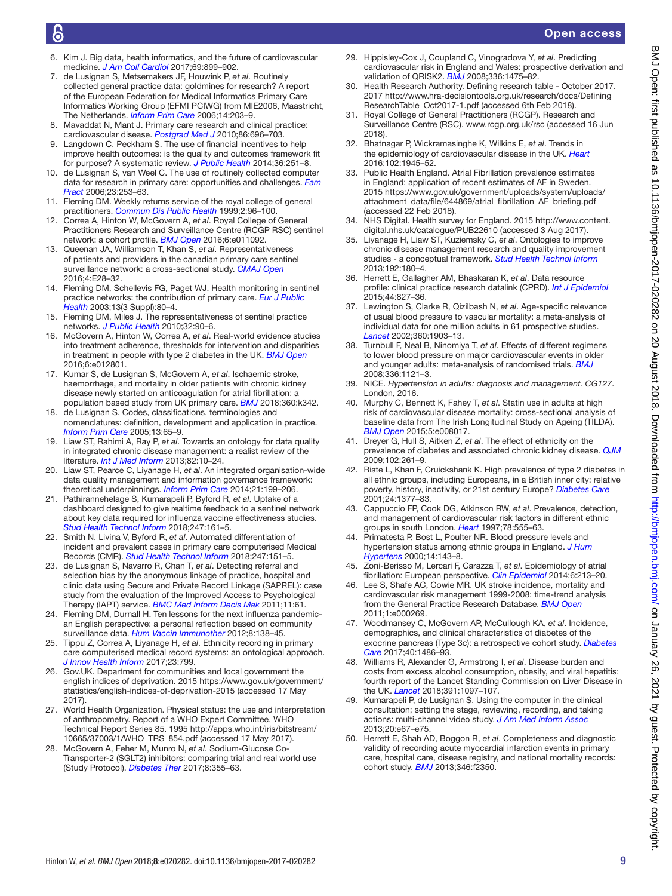6. Kim J. Big data, health informatics, and the future of cardiovascular medicine. *J Am Coll Cardiol* 2017;69:899–902.
7. de Lusignan S, Metsemakers JF, Houwink P, *et al*. Routinely collected general practice data: goldmines for research? A report of the European Federation for Medical Informatics Primary Care Informatics Working Group (EFMI PCIWG) from MIE2006, Maastricht, The Netherlands. *Inform Prim Care* 2006;14:203–9.
8. Mavaddat N, Mant J. Primary care research and clinical practice: cardiovascular disease. *Postgrad Med J* 2010;86:696–703.
9. Langdown C, Peckham S. The use of financial incentives to help improve health outcomes: is the quality and outcomes framework fit for purpose? A systematic review. *J Public Health* 2014;36:251–8.
10. de Lusignan S, van Weel C. The use of routinely collected computer data for research in primary care: opportunities and challenges. *Fam Pract* 2006;23:253–63.
11. Fleming DM. Weekly returns service of the royal college of general practitioners. *Commun Dis Public Health* 1999;2:96–100.
12. Correa A, Hinton W, McGovern A, *et al*. Royal College of General Practitioners Research and Surveillance Centre (RCGP RSC) sentinel network: a cohort profile. *BMJ Open* 2016;6:e011092.
13. Queenan JA, Williamson T, Khan S, *et al*. Representativeness of patients and providers in the canadian primary care sentinel surveillance network: a cross-sectional study. *CMAJ Open* 2016;4:E28–32.
14. Fleming DM, Schellevis FG, Paget WJ. Health monitoring in sentinel practice networks: the contribution of primary care. *Eur J Public Health* 2003;13(3 Suppl):80–4.
15. Fleming DM, Miles J. The representativeness of sentinel practice networks. *J Public Health* 2010;32:90–6.
16. McGovern A, Hinton W, Correa A, *et al*. Real-world evidence studies into treatment adherence, thresholds for intervention and disparities in treatment in people with type 2 diabetes in the UK. *BMJ Open* 2016;6:e012801.
17. Kumar S, de Lusignan S, McGovern A, *et al*. Ischaemic stroke, haemorrhage, and mortality in older patients with chronic kidney disease newly started on anticoagulation for atrial fibrillation: a population based study from UK primary care. *BMJ* 2018;360:k342.
18. de Lusignan S. Codes, classifications, terminologies and nomenclatures: definition, development and application in practice. *Inform Prim Care* 2005;13:65–9.
19. Liaw ST, Rahimi A, Ray P, *et al*. Towards an ontology for data quality in integrated chronic disease management: a realist review of the literature. *Int J Med Inform* 2013;82:10–24.
20. Liaw ST, Pearce C, Liyanage H, *et al*. An integrated organisation-wide data quality management and information governance framework: theoretical underpinnings. *Inform Prim Care* 2014;21:199–206.
21. Pathirannehelage S, Kumarapeli P, Byford R, *et al*. Uptake of a dashboard designed to give realtime feedback to a sentinel network about key data required for influenza vaccine effectiveness studies. *Stud Health Technol Inform* 2018;247:161–5.
22. Smith N, Livina V, Byford R, *et al*. Automated differentiation of incident and prevalent cases in primary care computerised Medical Records (CMR). *Stud Health Technol Inform* 2018;247:151–5.
23. de Lusignan S, Navarro R, Chan T, *et al*. Detecting referral and selection bias by the anonymous linkage of practice, hospital and clinic data using Secure and Private Record Linkage (SAPREL): case study from the evaluation of the Improved Access to Psychological Therapy (IAPT) service. *BMC Med Inform Decis Mak* 2011;11:61.
24. Fleming DM, Durnall H. Ten lessons for the next influenza pandemic-an English perspective: a personal reflection based on community surveillance data. *Hum Vaccin Immunother* 2012;8:138–45.
25. Tippu Z, Correa A, Liyanage H, *et al*. Ethnicity recording in primary care computerised medical record systems: an ontological approach. *J Innov Health Inform* 2017;23:799.
26. Gov.UK. Department for communities and local government the english indices of deprivation. 2015 https://www.gov.uk/government/statistics/english-indices-of-deprivation-2015 (accessed 17 May 2017).
27. World Health Organization. Physical status: the use and interpretation of anthropometry. Report of a WHO Expert Committee, WHO Technical Report Series 85. 1995 http://apps.who.int/iris/bitstream/10665/37003/1/WHO_TRS_854.pdf (accessed 17 May 2017).
28. McGovern A, Feher M, Munro N, *et al*. Sodium-Glucose Co-Transporter-2 (SGLT2) inhibitors: comparing trial and real world use (Study Protocol). *Diabetes Ther* 2017;8:355–63.
29. Hippisley-Cox J, Coupland C, Vinogradova Y, *et al*. Predicting cardiovascular risk in England and Wales: prospective derivation and validation of QRISK2. *BMJ* 2008;336:1475–82.
30. Health Research Authority. Defining research table - October 2017. 2017 http://www.hra-decisiontools.org.uk/research/docs/DefiningResearchTable_Oct2017-1.pdf (accessed 6th Feb 2018).
31. Royal College of General Practitioners (RCGP). Research and Surveillance Centre (RSC). www.rcgp.org.uk/rsc (accessed 16 Jun 2018).
32. Bhatnagar P, Wickramasinghe K, Wilkins E, *et al*. Trends in the epidemiology of cardiovascular disease in the UK. *Heart* 2016;102:1945–52.
33. Public Health England. Atrial Fibrillation prevalence estimates in England: application of recent estimates of AF in Sweden. 2015 https://www.gov.uk/government/uploads/system/uploads/attachment_data/file/644869/atrial_fibrillation_AF_briefing.pdf (accessed 22 Feb 2018).
34. NHS Digital. Health survey for England. 2015 http://www.content.digital.nhs.uk/catalogue/PUB22610 (accessed 3 Aug 2017).
35. Liyanage H, Liaw ST, Kuziemsky C, *et al*. Ontologies to improve chronic disease management research and quality improvement studies - a conceptual framework. *Stud Health Technol Inform* 2013;192:180–4.
36. Herrett E, Gallagher AM, Bhaskaran K, *et al*. Data resource profile: clinical practice research datalink (CPRD). *Int J Epidemiol* 2015;44:827–36.
37. Lewington S, Clarke R, Qizilbash N, *et al*. Age-specific relevance of usual blood pressure to vascular mortality: a meta-analysis of individual data for one million adults in 61 prospective studies. *Lancet* 2002;360:1903–13.
38. Turnbull F, Neal B, Ninomiya T, *et al*. Effects of different regimens to lower blood pressure on major cardiovascular events in older and younger adults: meta-analysis of randomised trials. *BMJ* 2008;336:1121–3.
39. NICE. *Hypertension in adults: diagnosis and management. CG127*. London, 2016.
40. Murphy C, Bennett K, Fahey T, *et al*. Statin use in adults at high risk of cardiovascular disease mortality: cross-sectional analysis of baseline data from The Irish Longitudinal Study on Ageing (TILDA). *BMJ Open* 2015;5:e008017.
41. Dreyer G, Hull S, Aitken Z, *et al*. The effect of ethnicity on the prevalence of diabetes and associated chronic kidney disease. *QJM* 2009;102:261–9.
42. Riste L, Khan F, Cruickshank K. High prevalence of type 2 diabetes in all ethnic groups, including Europeans, in a British inner city: relative poverty, history, inactivity, or 21st century Europe? *Diabetes Care* 2001;24:1377–83.
43. Cappuccio FP, Cook DG, Atkinson RW, *et al*. Prevalence, detection, and management of cardiovascular risk factors in different ethnic groups in south London. *Heart* 1997;78:555–63.
44. Primatesta P, Bost L, Poulter NR. Blood pressure levels and hypertension status among ethnic groups in England. *J Hum Hypertens* 2000;14:143–8.
45. Zoni-Berisso M, Lercari F, Carazza T, *et al*. Epidemiology of atrial fibrillation: European perspective. *Clin Epidemiol* 2014;6:213–20.
46. Lee S, Shafe AC, Cowie MR. UK stroke incidence, mortality and cardiovascular risk management 1999-2008: time-trend analysis from the General Practice Research Database. *BMJ Open* 2011;1:e000269.
47. Woodmansey C, McGovern AP, McCullough KA, *et al*. Incidence, demographics, and clinical characteristics of diabetes of the exocrine pancreas (Type 3c): a retrospective cohort study. *Diabetes Care* 2017;40:1486–93.
48. Williams R, Alexander G, Armstrong I, *et al*. Disease burden and costs from excess alcohol consumption, obesity, and viral hepatitis: fourth report of the Lancet Standing Commission on Liver Disease in the UK. *Lancet* 2018;391:1097–107.
49. Kumarapeli P, de Lusignan S. Using the computer in the clinical consultation; setting the stage, reviewing, recording, and taking actions: multi-channel video study. *J Am Med Inform Assoc* 2013;20:e67–e75.
50. Herrett E, Shah AD, Boggon R, *et al*. Completeness and diagnostic validity of recording acute myocardial infarction events in primary care, hospital care, disease registry, and national mortality records: cohort study. *BMJ* 2013;346:f2350.